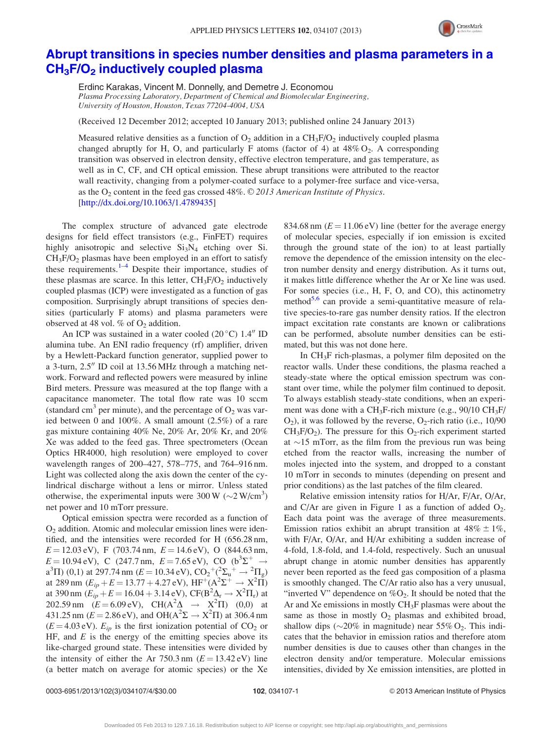# Abrupt transitions in species number densities and plasma parameters in a $CH_3F/O_2$ inductively coupled plasma

Erdinc Karakas, Vincent M. Donnelly, and Demetre J. Economou

*Plasma Processing Laboratory, Department of Chemical and Biomolecular Engineering, University of Houston, Houston, Texas 77204-4004, USA*

(Received 12 December 2012; accepted 10 January 2013; published online 24 January 2013)

Measured relative densities as a function of $O_2$ addition in a $CH_3F/O_2$ inductively coupled plasma changed abruptly for H, O, and particularly F atoms (factor of 4) at 48% $O_2$. A corresponding transition was observed in electron density, effective electron temperature, and gas temperature, as well as in C, CF, and CH optical emission. These abrupt transitions were attributed to the reactor wall reactivity, changing from a polymer-coated surface to a polymer-free surface and vice-versa, as the $O_2$ content in the feed gas crossed 48%. © 2013 American Institute of Physics. [http://dx.doi.org/10.1063/1.4789435]

The complex structure of advanced gate electrode designs for field effect transistors (e.g., FinFET) requires highly anisotropic and selective $Si_3N_4$ etching over Si. $CH_3F/O_2$ plasmas have been employed in an effort to satisfy these requirements.[1–4] Despite their importance, studies of these plasmas are scarce. In this letter, $CH_3F/O_2$ inductively coupled plasmas (ICP) were investigated as a function of gas composition. Surprisingly abrupt transitions of species densities (particularly F atoms) and plasma parameters were observed at 48 vol. % of $O_2$ addition.

An ICP was sustained in a water cooled (20 °C) 1.4″ ID alumina tube. An ENI radio frequency (rf) amplifier, driven by a Hewlett-Packard function generator, supplied power to a 3-turn, 2.5″ ID coil at 13.56 MHz through a matching network. Forward and reflected powers were measured by inline Bird meters. Pressure was measured at the top flange with a capacitance manometer. The total flow rate was 10 sccm (standard $cm^3$ per minute), and the percentage of $O_2$ was varied between 0 and 100%. A small amount (2.5%) of a rare gas mixture containing 40% Ne, 20% Ar, 20% Kr, and 20% Xe was added to the feed gas. Three spectrometers (Ocean Optics HR4000, high resolution) were employed to cover wavelength ranges of 200–427, 578–775, and 764–916 nm. Light was collected along the axis down the center of the cylindrical discharge without a lens or mirror. Unless stated otherwise, the experimental inputs were 300 W (~2 $W/cm^3$) net power and 10 mTorr pressure.

Optical emission spectra were recorded as a function of $O_2$ addition. Atomic and molecular emission lines were identified, and the intensities were recorded for H (656.28 nm, $E = 12.03$ eV), F (703.74 nm, $E = 14.6$ eV), O (844.63 nm, $E = 10.94$ eV), C (247.7 nm, $E = 7.65$ eV), CO ($b^3\Sigma^+ \rightarrow a^3\Pi$) (0,1) at 297.74 nm ($E = 10.34$ eV), $CO_2^+$($^2\Sigma_u^+ \rightarrow {}^2\Pi_g$) at 289 nm ($E_{ip} + E = 13.77 + 4.27$ eV), $HF^+$($A^2\Sigma^+ \rightarrow X^2\Pi$) at 390 nm ($E_{ip} + E = 16.04 + 3.14$ eV), CF($B^2\Delta_r \rightarrow X^2\Pi_r$) at 202.59 nm ($E = 6.09$ eV), CH($A^2\Delta \rightarrow X^2\Pi$) (0,0) at 431.25 nm ($E = 2.86$ eV), and OH($A^2\Sigma \rightarrow X^2\Pi$) at 306.4 nm ($E = 4.03$ eV). $E_{ip}$ is the first ionization potential of $CO_2$ or HF, and $E$ is the energy of the emitting species above its like-charged ground state. These intensities were divided by the intensity of either the Ar 750.3 nm ($E = 13.42$ eV) line (a better match on average for atomic species) or the Xe 834.68 nm ($E = 11.06$ eV) line (better for the average energy of molecular species, especially if ion emission is excited through the ground state of the ion) to at least partially remove the dependence of the emission intensity on the electron number density and energy distribution. As it turns out, it makes little difference whether the Ar or Xe line was used. For some species (i.e., H, F, O, and CO), this actinometry method[5,6] can provide a semi-quantitative measure of relative species-to-rare gas number density ratios. If the electron impact excitation rate constants are known or calibrations can be performed, absolute number densities can be estimated, but this was not done here.

In $CH_3F$ rich-plasmas, a polymer film deposited on the reactor walls. Under these conditions, the plasma reached a steady-state where the optical emission spectrum was constant over time, while the polymer film continued to deposit. To always establish steady-state conditions, when an experiment was done with a $CH_3F$-rich mixture (e.g., 90/10 $CH_3F/O_2$), it was followed by the reverse, $O_2$-rich ratio (i.e., 10/90 $CH_3F/O_2$). The pressure for this $O_2$-rich experiment started at ~15 mTorr, as the film from the previous run was being etched from the reactor walls, increasing the number of moles injected into the system, and dropped to a constant 10 mTorr in seconds to minutes (depending on present and prior conditions) as the last patches of the film cleared.

Relative emission intensity ratios for H/Ar, F/Ar, O/Ar, and C/Ar are given in Figure 1 as a function of added $O_2$. Each data point was the average of three measurements. Emission ratios exhibit an abrupt transition at 48% ± 1%, with F/Ar, O/Ar, and H/Ar exhibiting a sudden increase of 4-fold, 1.8-fold, and 1.4-fold, respectively. Such an unusual abrupt change in atomic number densities has apparently never been reported as the feed gas composition of a plasma is smoothly changed. The C/Ar ratio also has a very unusual, "inverted V" dependence on %$O_2$. It should be noted that the Ar and Xe emissions in mostly $CH_3F$ plasmas were about the same as those in mostly $O_2$ plasmas and exhibited broad, shallow dips (~20% in magnitude) near 55% $O_2$. This indicates that the behavior in emission ratios and therefore atom number densities is due to causes other than changes in the electron density and/or temperature. Molecular emissions intensities, divided by Xe emission intensities, are plotted in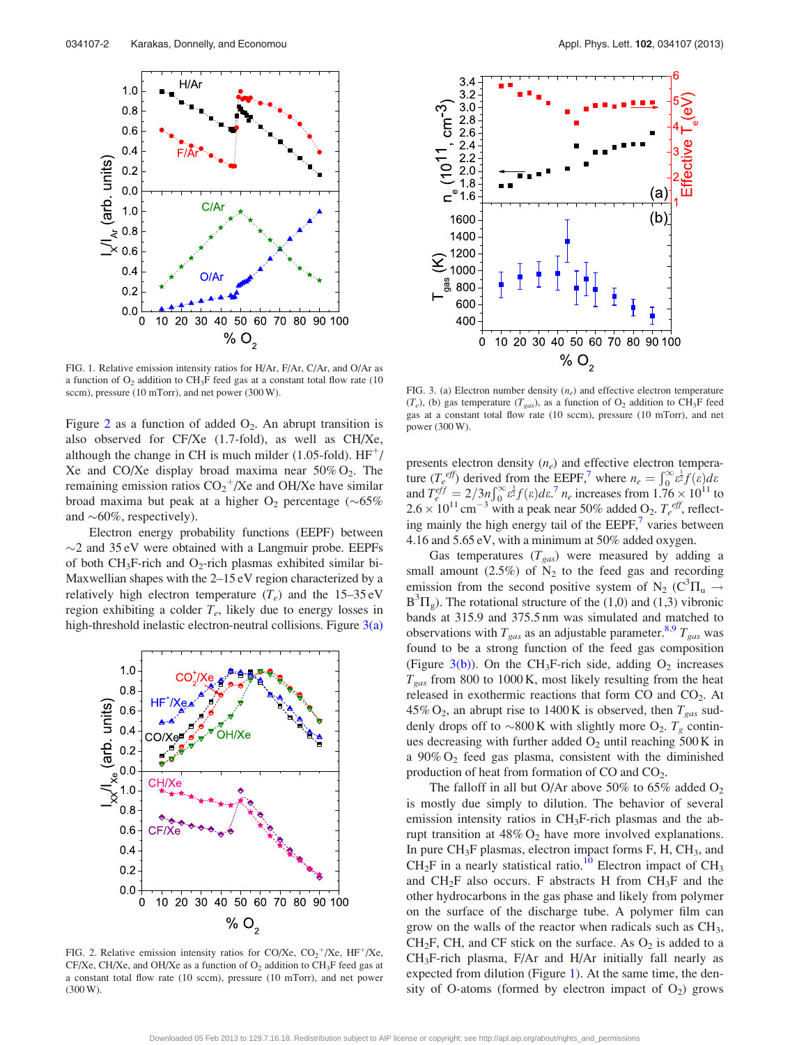FIG. 1. Relative emission intensity ratios for H/Ar, F/Ar, C/Ar, and O/Ar as a function of $O_2$ addition to $CH_3F$ feed gas at a constant total flow rate (10 sccm), pressure (10 mTorr), and net power (300 W).

Figure 2 as a function of added $O_2$. An abrupt transition is also observed for CF/Xe (1.7-fold), as well as CH/Xe, although the change in CH is much milder (1.05-fold). $HF^+$/Xe and CO/Xe display broad maxima near 50% $O_2$. The remaining emission ratios $CO_2^+$/Xe and OH/Xe have similar broad maxima but peak at a higher $O_2$ percentage (~65% and ~60%, respectively).

Electron energy probability functions (EEPF) between ~2 and 35 eV were obtained with a Langmuir probe. EEPFs of both $CH_3F$-rich and $O_2$-rich plasmas exhibited similar bi-Maxwellian shapes with the 2–15 eV region characterized by a relatively high electron temperature ($T_e$) and the 15–35 eV region exhibiting a colder $T_e$, likely due to energy losses in high-threshold inelastic electron-neutral collisions. Figure 3(a) presents electron density ($n_e$) and effective electron temperature ($T_e^{eff}$) derived from the EEPF,[7] where $n_e = \int_0^\infty \varepsilon^{\frac{1}{2}} f(\varepsilon) d\varepsilon$ and $T_e^{eff} = 2/3n \int_0^\infty \varepsilon^{\frac{3}{2}} f(\varepsilon) d\varepsilon$.[7] $n_e$ increases from $1.76 \times 10^{11}$ to $2.6 \times 10^{11}$ cm$^{-3}$ with a peak near 50% added $O_2$. $T_e^{eff}$, reflecting mainly the high energy tail of the EEPF,[7] varies between 4.16 and 5.65 eV, with a minimum at 50% added oxygen.

FIG. 2. Relative emission intensity ratios for CO/Xe, $CO_2^+$/Xe, $HF^+$/Xe, CF/Xe, CH/Xe, and OH/Xe as a function of $O_2$ addition to $CH_3F$ feed gas at a constant total flow rate (10 sccm), pressure (10 mTorr), and net power (300 W).

FIG. 3. (a) Electron number density ($n_e$) and effective electron temperature ($T_e$), (b) gas temperature ($T_{gas}$), as a function of $O_2$ addition to $CH_3F$ feed gas at a constant total flow rate (10 sccm), pressure (10 mTorr), and net power (300 W).

Gas temperatures ($T_{gas}$) were measured by adding a small amount (2.5%) of $N_2$ to the feed gas and recording emission from the second positive system of $N_2$ ($C^3\Pi_u \rightarrow B^3\Pi_g$). The rotational structure of the (1,0) and (1,3) vibronic bands at 315.9 and 375.5 nm was simulated and matched to observations with $T_{gas}$ as an adjustable parameter.[8,9] $T_{gas}$ was found to be a strong function of the feed gas composition (Figure 3(b)). On the $CH_3F$-rich side, adding $O_2$ increases $T_{gas}$ from 800 to 1000 K, most likely resulting from the heat released in exothermic reactions that form CO and $CO_2$. At 45% $O_2$, an abrupt rise to 1400 K is observed, then $T_{gas}$ suddenly drops off to ~800 K with slightly more $O_2$. $T_g$ continues decreasing with further added $O_2$ until reaching 500 K in a 90% $O_2$ feed gas plasma, consistent with the diminished production of heat from formation of CO and $CO_2$.

The falloff in all but O/Ar above 50% to 65% added $O_2$ is mostly due simply to dilution. The behavior of several emission intensity ratios in $CH_3F$-rich plasmas and the abrupt transition at 48% $O_2$ have more involved explanations. In pure $CH_3F$ plasmas, electron impact forms F, H, $CH_3$, and $CH_2F$ in a nearly statistical ratio.[10] Electron impact of $CH_3$ and $CH_2F$ also occurs. F abstracts H from $CH_3F$ and the other hydrocarbons in the gas phase and likely from polymer on the surface of the discharge tube. A polymer film can grow on the walls of the reactor when radicals such as $CH_3$, $CH_2F$, CH, and CF stick on the surface. As $O_2$ is added to a $CH_3F$-rich plasma, F/Ar and H/Ar initially fall nearly as expected from dilution (Figure 1). At the same time, the density of O-atoms (formed by electron impact of $O_2$) grows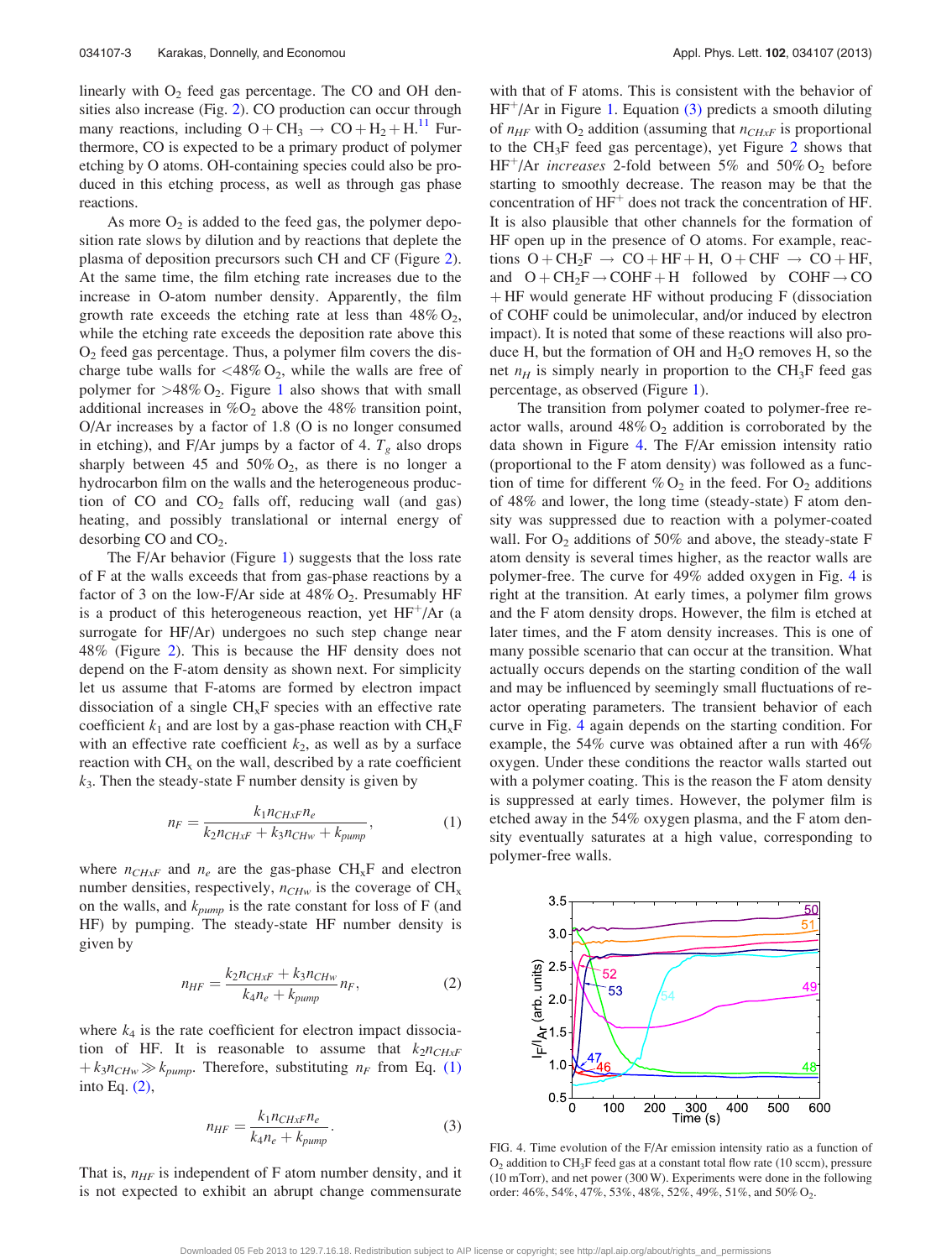linearly with $O_2$ feed gas percentage. The CO and OH densities also increase (Fig. 2). CO production can occur through many reactions, including $O + CH_3 \rightarrow CO + H_2 + H$.[11] Furthermore, CO is expected to be a primary product of polymer etching by O atoms. OH-containing species could also be produced in this etching process, as well as through gas phase reactions.

As more $O_2$ is added to the feed gas, the polymer deposition rate slows by dilution and by reactions that deplete the plasma of deposition precursors such CH and CF (Figure 2). At the same time, the film etching rate increases due to the increase in O-atom number density. Apparently, the film growth rate exceeds the etching rate at less than 48% $O_2$, while the etching rate exceeds the deposition rate above this $O_2$ feed gas percentage. Thus, a polymer film covers the discharge tube walls for <48% $O_2$, while the walls are free of polymer for >48% $O_2$. Figure 1 also shows that with small additional increases in %$O_2$ above the 48% transition point, O/Ar increases by a factor of 1.8 (O is no longer consumed in etching), and F/Ar jumps by a factor of 4. $T_g$ also drops sharply between 45 and 50% $O_2$, as there is no longer a hydrocarbon film on the walls and the heterogeneous production of CO and $CO_2$ falls off, reducing wall (and gas) heating, and possibly translational or internal energy of desorbing CO and $CO_2$.

The F/Ar behavior (Figure 1) suggests that the loss rate of F at the walls exceeds that from gas-phase reactions by a factor of 3 on the low-F/Ar side at 48% $O_2$. Presumably HF is a product of this heterogeneous reaction, yet $HF^+$/Ar (a surrogate for HF/Ar) undergoes no such step change near 48% (Figure 2). This is because the HF density does not depend on the F-atom density as shown next. For simplicity let us assume that F-atoms are formed by electron impact dissociation of a single $CH_xF$ species with an effective rate coefficient $k_1$ and are lost by a gas-phase reaction with $CH_xF$ with an effective rate coefficient $k_2$, as well as by a surface reaction with $CH_x$ on the wall, described by a rate coefficient $k_3$. Then the steady-state F number density is given by

$$n_F = \frac{k_1 n_{CHxF} n_e}{k_2 n_{CHxF} + k_3 n_{CHw} + k_{pump}}, \tag{1}$$

where $n_{CHxF}$ and $n_e$ are the gas-phase $CH_xF$ and electron number densities, respectively, $n_{CHw}$ is the coverage of $CH_x$ on the walls, and $k_{pump}$ is the rate constant for loss of F (and HF) by pumping. The steady-state HF number density is given by

$$n_{HF} = \frac{k_2 n_{CHxF} + k_3 n_{CHw}}{k_4 n_e + k_{pump}} n_F, \tag{2}$$

where $k_4$ is the rate coefficient for electron impact dissociation of HF. It is reasonable to assume that $k_2 n_{CHxF} + k_3 n_{CHw} \gg k_{pump}$. Therefore, substituting $n_F$ from Eq. (1) into Eq. (2),

$$n_{HF} = \frac{k_1 n_{CHxF} n_e}{k_4 n_e + k_{pump}}. \tag{3}$$

That is, $n_{HF}$ is independent of F atom number density, and it is not expected to exhibit an abrupt change commensurate with that of F atoms. This is consistent with the behavior of $HF^+$/Ar in Figure 1. Equation (3) predicts a smooth diluting of $n_{HF}$ with $O_2$ addition (assuming that $n_{CHxF}$ is proportional to the $CH_3F$ feed gas percentage), yet Figure 2 shows that $HF^+$/Ar *increases* 2-fold between 5% and 50% $O_2$ before starting to smoothly decrease. The reason may be that the concentration of $HF^+$ does not track the concentration of HF. It is also plausible that other channels for the formation of HF open up in the presence of O atoms. For example, reactions $O + CH_2F \rightarrow CO + HF + H$, $O + CHF \rightarrow CO + HF$, and $O + CH_2F \rightarrow COHF + H$ followed by $COHF \rightarrow CO + HF$ would generate HF without producing F (dissociation of COHF could be unimolecular, and/or induced by electron impact). It is noted that some of these reactions will also produce H, but the formation of OH and $H_2O$ removes H, so the net $n_H$ is simply nearly in proportion to the $CH_3F$ feed gas percentage, as observed (Figure 1).

The transition from polymer coated to polymer-free reactor walls, around 48% $O_2$ addition is corroborated by the data shown in Figure 4. The F/Ar emission intensity ratio (proportional to the F atom density) was followed as a function of time for different % $O_2$ in the feed. For $O_2$ additions of 48% and lower, the long time (steady-state) F atom density was suppressed due to reaction with a polymer-coated wall. For $O_2$ additions of 50% and above, the steady-state F atom density is several times higher, as the reactor walls are polymer-free. The curve for 49% added oxygen in Fig. 4 is right at the transition. At early times, a polymer film grows and the F atom density drops. However, the film is etched at later times, and the F atom density increases. This is one of many possible scenario that can occur at the transition. What actually occurs depends on the starting condition of the wall and may be influenced by seemingly small fluctuations of reactor operating parameters. The transient behavior of each curve in Fig. 4 again depends on the starting condition. For example, the 54% curve was obtained after a run with 46% oxygen. Under these conditions the reactor walls started out with a polymer coating. This is the reason the F atom density is suppressed at early times. However, the polymer film is etched away in the 54% oxygen plasma, and the F atom density eventually saturates at a high value, corresponding to polymer-free walls.

FIG. 4. Time evolution of the F/Ar emission intensity ratio as a function of $O_2$ addition to $CH_3F$ feed gas at a constant total flow rate (10 sccm), pressure (10 mTorr), and net power (300 W). Experiments were done in the following order: 46%, 54%, 47%, 53%, 48%, 52%, 49%, 51%, and 50% $O_2$.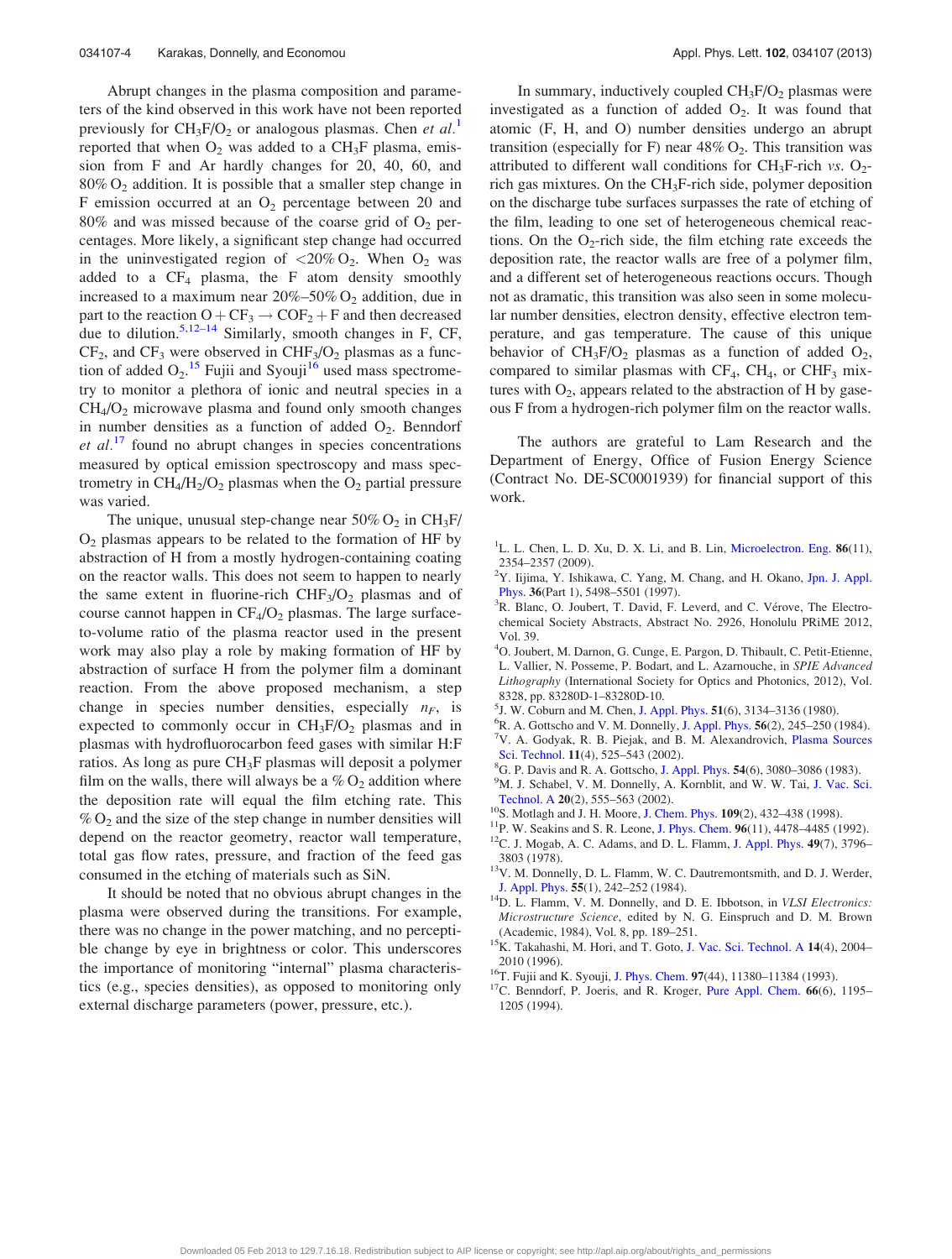Abrupt changes in the plasma composition and parameters of the kind observed in this work have not been reported previously for $CH_3F/O_2$ or analogous plasmas. Chen *et al.*[1] reported that when $O_2$ was added to a $CH_3F$ plasma, emission from F and Ar hardly changes for 20, 40, 60, and 80% $O_2$ addition. It is possible that a smaller step change in F emission occurred at an $O_2$ percentage between 20 and 80% and was missed because of the coarse grid of $O_2$ percentages. More likely, a significant step change had occurred in the uninvestigated region of <20% $O_2$. When $O_2$ was added to a $CF_4$ plasma, the F atom density smoothly increased to a maximum near 20%–50% $O_2$ addition, due in part to the reaction $O + CF_3 \rightarrow COF_2 + F$ and then decreased due to dilution.[5,12–14] Similarly, smooth changes in F, CF, $CF_2$, and $CF_3$ were observed in $CHF_3/O_2$ plasmas as a function of added $O_2$.[15] Fujii and Syouji[16] used mass spectrometry to monitor a plethora of ionic and neutral species in a $CH_4/O_2$ microwave plasma and found only smooth changes in number densities as a function of added $O_2$. Benndorf *et al.*[17] found no abrupt changes in species concentrations measured by optical emission spectroscopy and mass spectrometry in $CH_4/H_2/O_2$ plasmas when the $O_2$ partial pressure was varied.

The unique, unusual step-change near 50% $O_2$ in $CH_3F/O_2$ plasmas appears to be related to the formation of HF by abstraction of H from a mostly hydrogen-containing coating on the reactor walls. This does not seem to happen to nearly the same extent in fluorine-rich $CHF_3/O_2$ plasmas and of course cannot happen in $CF_4/O_2$ plasmas. The large surface-to-volume ratio of the plasma reactor used in the present work may also play a role by making formation of HF by abstraction of surface H from the polymer film a dominant reaction. From the above proposed mechanism, a step change in species number densities, especially $n_F$, is expected to commonly occur in $CH_3F/O_2$ plasmas and in plasmas with hydrofluorocarbon feed gases with similar H:F ratios. As long as pure $CH_3F$ plasmas will deposit a polymer film on the walls, there will always be a % $O_2$ addition where the deposition rate will equal the film etching rate. This % $O_2$ and the size of the step change in number densities will depend on the reactor geometry, reactor wall temperature, total gas flow rates, pressure, and fraction of the feed gas consumed in the etching of materials such as SiN.

It should be noted that no obvious abrupt changes in the plasma were observed during the transitions. For example, there was no change in the power matching, and no perceptible change by eye in brightness or color. This underscores the importance of monitoring "internal" plasma characteristics (e.g., species densities), as opposed to monitoring only external discharge parameters (power, pressure, etc.).

In summary, inductively coupled $CH_3F/O_2$ plasmas were investigated as a function of added $O_2$. It was found that atomic (F, H, and O) number densities undergo an abrupt transition (especially for F) near 48% $O_2$. This transition was attributed to different wall conditions for $CH_3F$-rich *vs.* $O_2$-rich gas mixtures. On the $CH_3F$-rich side, polymer deposition on the discharge tube surfaces surpasses the rate of etching of the film, leading to one set of heterogeneous chemical reactions. On the $O_2$-rich side, the film etching rate exceeds the deposition rate, the reactor walls are free of a polymer film, and a different set of heterogeneous reactions occurs. Though not as dramatic, this transition was also seen in some molecular number densities, electron density, effective electron temperature, and gas temperature. The cause of this unique behavior of $CH_3F/O_2$ plasmas as a function of added $O_2$, compared to similar plasmas with $CF_4$, $CH_4$, or $CHF_3$ mixtures with $O_2$, appears related to the abstraction of H by gaseous F from a hydrogen-rich polymer film on the reactor walls.

The authors are grateful to Lam Research and the Department of Energy, Office of Fusion Energy Science (Contract No. DE-SC0001939) for financial support of this work.

[1] L. L. Chen, L. D. Xu, D. X. Li, and B. Lin, Microelectron. Eng. **86**(11), 2354–2357 (2009).
[2] Y. Iijima, Y. Ishikawa, C. Yang, M. Chang, and H. Okano, Jpn. J. Appl. Phys. **36**(Part 1), 5498–5501 (1997).
[3] R. Blanc, O. Joubert, T. David, F. Leverd, and C. Vérove, The Electrochemical Society Abstracts, Abstract No. 2926, Honolulu PRiME 2012, Vol. 39.
[4] O. Joubert, M. Darnon, G. Cunge, E. Pargon, D. Thibault, C. Petit-Etienne, L. Vallier, N. Posseme, P. Bodart, and L. Azarnouche, in *SPIE Advanced Lithography* (International Society for Optics and Photonics, 2012), Vol. 8328, pp. 83280D-1–83280D-10.
[5] J. W. Coburn and M. Chen, J. Appl. Phys. **51**(6), 3134–3136 (1980).
[6] R. A. Gottscho and V. M. Donnelly, J. Appl. Phys. **56**(2), 245–250 (1984).
[7] V. A. Godyak, R. B. Piejak, and B. M. Alexandrovich, Plasma Sources Sci. Technol. **11**(4), 525–543 (2002).
[8] G. P. Davis and R. A. Gottscho, J. Appl. Phys. **54**(6), 3080–3086 (1983).
[9] M. J. Schabel, V. M. Donnelly, A. Kornblit, and W. W. Tai, J. Vac. Sci. Technol. A **20**(2), 555–563 (2002).
[10] S. Motlagh and J. H. Moore, J. Chem. Phys. **109**(2), 432–438 (1998).
[11] P. W. Seakins and S. R. Leone, J. Phys. Chem. **96**(11), 4478–4485 (1992).
[12] C. J. Mogab, A. C. Adams, and D. L. Flamm, J. Appl. Phys. **49**(7), 3796–3803 (1978).
[13] V. M. Donnelly, D. L. Flamm, W. C. Dautremontsmith, and D. J. Werder, J. Appl. Phys. **55**(1), 242–252 (1984).
[14] D. L. Flamm, V. M. Donnelly, and D. E. Ibbotson, in *VLSI Electronics: Microstructure Science*, edited by N. G. Einspruch and D. M. Brown (Academic, 1984), Vol. 8, pp. 189–251.
[15] K. Takahashi, M. Hori, and T. Goto, J. Vac. Sci. Technol. A **14**(4), 2004–2010 (1996).
[16] T. Fujii and K. Syouji, J. Phys. Chem. **97**(44), 11380–11384 (1993).
[17] C. Benndorf, P. Joeris, and R. Kroger, Pure Appl. Chem. **66**(6), 1195–1205 (1994).